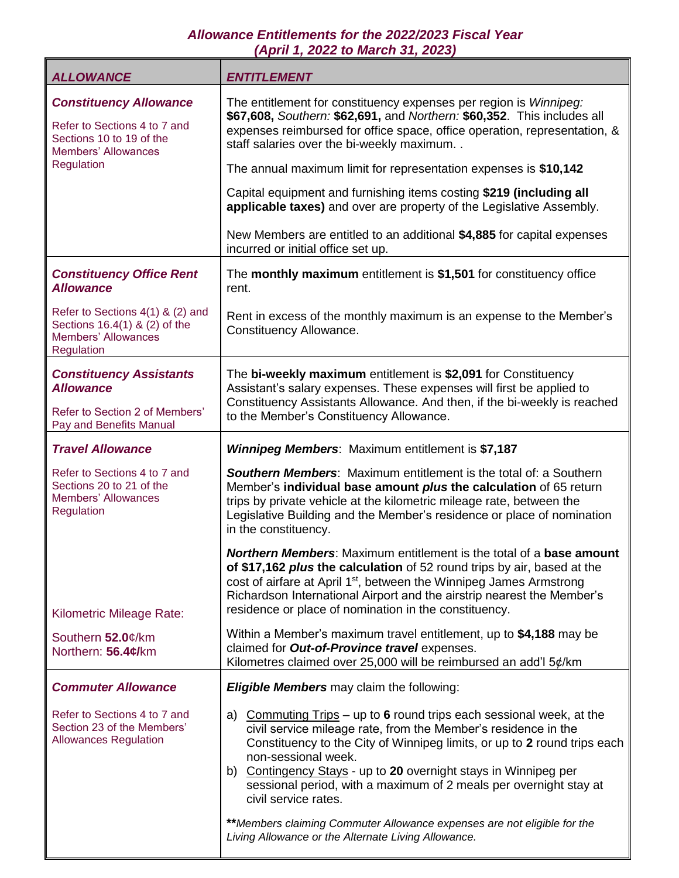## *Allowance Entitlements for the 2022/2023 Fiscal Year*
## *(April 1, 2022 to March 31, 2023)*

| ***ALLOWANCE*** | ***ENTITLEMENT*** |
|---|---|
| ***Constituency Allowance***<br><br>Refer to Sections 4 to 7 and Sections 10 to 19 of the Members' Allowances Regulation | The entitlement for constituency expenses per region is *Winnipeg:* **$67,608,** *Southern:* **$62,691,** and *Northern:* **$60,352**. This includes all expenses reimbursed for office space, office operation, representation, & staff salaries over the bi-weekly maximum. .<br><br>The annual maximum limit for representation expenses is **$10,142**<br><br>Capital equipment and furnishing items costing **$219 (including all applicable taxes)** and over are property of the Legislative Assembly.<br><br>New Members are entitled to an additional **$4,885** for capital expenses incurred or initial office set up. |
| ***Constituency Office Rent Allowance***<br><br>Refer to Sections 4(1) & (2) and Sections 16.4(1) & (2) of the Members' Allowances Regulation | The **monthly maximum** entitlement is **$1,501** for constituency office rent.<br><br>Rent in excess of the monthly maximum is an expense to the Member's Constituency Allowance. |
| ***Constituency Assistants Allowance***<br><br>Refer to Section 2 of Members' Pay and Benefits Manual | The **bi-weekly maximum** entitlement is **$2,091** for Constituency Assistant's salary expenses. These expenses will first be applied to Constituency Assistants Allowance. And then, if the bi-weekly is reached to the Member's Constituency Allowance. |
| ***Travel Allowance***<br><br>Refer to Sections 4 to 7 and Sections 20 to 21 of the Members' Allowances Regulation<br><br>Kilometric Mileage Rate:<br><br>Southern **52.0**¢/km<br>Northern: **56.4¢/**km | ***Winnipeg Members***: Maximum entitlement is **$7,187**<br><br>***Southern Members***: Maximum entitlement is the total of: a Southern Member's **individual base amount *plus* the calculation** of 65 return trips by private vehicle at the kilometric mileage rate, between the Legislative Building and the Member's residence or place of nomination in the constituency.<br><br>***Northern Members***: Maximum entitlement is the total of a **base amount of $17,162 *plus* the calculation** of 52 round trips by air, based at the cost of airfare at April 1st, between the Winnipeg James Armstrong Richardson International Airport and the airstrip nearest the Member's residence or place of nomination in the constituency.<br><br>Within a Member's maximum travel entitlement, up to **$4,188** may be claimed for ***Out-of-Province travel*** expenses.<br>Kilometres claimed over 25,000 will be reimbursed an add'l 5¢/km |
| ***Commuter Allowance***<br><br>Refer to Sections 4 to 7 and Section 23 of the Members' Allowances Regulation | ***Eligible Members*** may claim the following:<br><br>a) Commuting Trips – up to **6** round trips each sessional week, at the civil service mileage rate, from the Member's residence in the Constituency to the City of Winnipeg limits, or up to **2** round trips each non-sessional week.<br>b) Contingency Stays - up to **20** overnight stays in Winnipeg per sessional period, with a maximum of 2 meals per overnight stay at civil service rates.<br><br>**\*\****Members claiming Commuter Allowance expenses are not eligible for the Living Allowance or the Alternate Living Allowance.* |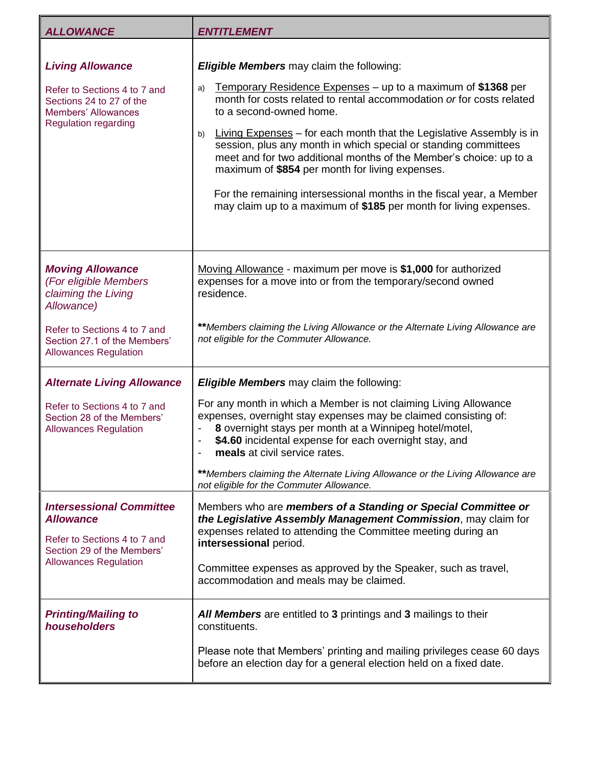| *ALLOWANCE* | *ENTITLEMENT* |
|---|---|
| ***Living Allowance***<br><br>Refer to Sections 4 to 7 and Sections 24 to 27 of the Members' Allowances Regulation regarding | ***Eligible Members*** may claim the following:<br><br>a) Temporary Residence Expenses – up to a maximum of **$1368** per month for costs related to rental accommodation *or* for costs related to a second-owned home.<br><br>b) Living Expenses – for each month that the Legislative Assembly is in session, plus any month in which special or standing committees meet and for two additional months of the Member's choice: up to a maximum of **$854** per month for living expenses.<br><br>For the remaining intersessional months in the fiscal year, a Member may claim up to a maximum of **$185** per month for living expenses. |
| ***Moving Allowance***<br>*(For eligible Members claiming the Living Allowance)*<br><br>Refer to Sections 4 to 7 and Section 27.1 of the Members' Allowances Regulation | Moving Allowance - maximum per move is **$1,000** for authorized expenses for a move into or from the temporary/second owned residence.<br><br>*****Members claiming the Living Allowance or the Alternate Living Allowance are not eligible for the Commuter Allowance.* |
| ***Alternate Living Allowance***<br><br>Refer to Sections 4 to 7 and Section 28 of the Members' Allowances Regulation | ***Eligible Members*** may claim the following:<br><br>For any month in which a Member is not claiming Living Allowance expenses, overnight stay expenses may be claimed consisting of:<br>- **8** overnight stays per month at a Winnipeg hotel/motel,<br>- **$4.60** incidental expense for each overnight stay, and<br>- **meals** at civil service rates.<br><br>*****Members claiming the Alternate Living Allowance or the Living Allowance are not eligible for the Commuter Allowance.* |
| ***Intersessional Committee Allowance***<br><br>Refer to Sections 4 to 7 and Section 29 of the Members' Allowances Regulation | Members who are ***members of a Standing or Special Committee or the Legislative Assembly Management Commission***, may claim for expenses related to attending the Committee meeting during an **intersessional** period.<br><br>Committee expenses as approved by the Speaker, such as travel, accommodation and meals may be claimed. |
| ***Printing/Mailing to householders*** | ***All Members*** are entitled to **3** printings and **3** mailings to their constituents.<br><br>Please note that Members' printing and mailing privileges cease 60 days before an election day for a general election held on a fixed date. |